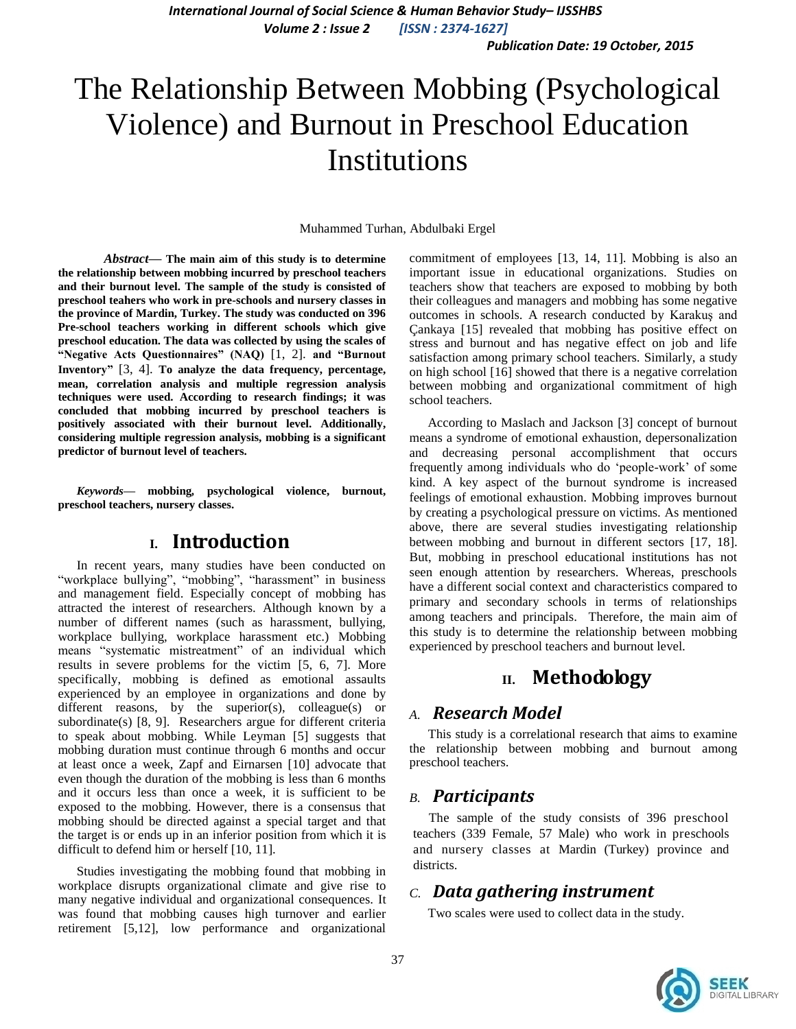# The Relationship Between Mobbing (Psychological Violence) and Burnout in Preschool Education Institutions

Muhammed Turhan, Abdulbaki Ergel

***Abstract*— The main aim of this study is to determine the relationship between mobbing incurred by preschool teachers and their burnout level. The sample of the study is consisted of preschool teahers who work in pre-schools and nursery classes in the province of Mardin, Turkey. The study was conducted on 396 Pre-school teachers working in different schools which give preschool education. The data was collected by using the scales of "Negative Acts Questionnaires" (NAQ) [1, 2]. and "Burnout Inventory" [3, 4]. To analyze the data frequency, percentage, mean, correlation analysis and multiple regression analysis techniques were used. According to research findings; it was concluded that mobbing incurred by preschool teachers is positively associated with their burnout level. Additionally, considering multiple regression analysis, mobbing is a significant predictor of burnout level of teachers.**

***Keywords*— mobbing, psychological violence, burnout, preschool teachers, nursery classes.**

## I. Introduction

In recent years, many studies have been conducted on "workplace bullying", "mobbing", "harassment" in business and management field. Especially concept of mobbing has attracted the interest of researchers. Although known by a number of different names (such as harassment, bullying, workplace bullying, workplace harassment etc.) Mobbing means "systematic mistreatment" of an individual which results in severe problems for the victim [5, 6, 7]. More specifically, mobbing is defined as emotional assaults experienced by an employee in organizations and done by different reasons, by the superior(s), colleague(s) or subordinate(s) [8, 9]. Researchers argue for different criteria to speak about mobbing. While Leyman [5] suggests that mobbing duration must continue through 6 months and occur at least once a week, Zapf and Eirnarsen [10] advocate that even though the duration of the mobbing is less than 6 months and it occurs less than once a week, it is sufficient to be exposed to the mobbing. However, there is a consensus that mobbing should be directed against a special target and that the target is or ends up in an inferior position from which it is difficult to defend him or herself [10, 11].

Studies investigating the mobbing found that mobbing in workplace disrupts organizational climate and give rise to many negative individual and organizational consequences. It was found that mobbing causes high turnover and earlier retirement [5,12], low performance and organizational commitment of employees [13, 14, 11]. Mobbing is also an important issue in educational organizations. Studies on teachers show that teachers are exposed to mobbing by both their colleagues and managers and mobbing has some negative outcomes in schools. A research conducted by Karakuş and Çankaya [15] revealed that mobbing has positive effect on stress and burnout and has negative effect on job and life satisfaction among primary school teachers. Similarly, a study on high school [16] showed that there is a negative correlation between mobbing and organizational commitment of high school teachers.

According to Maslach and Jackson [3] concept of burnout means a syndrome of emotional exhaustion, depersonalization and decreasing personal accomplishment that occurs frequently among individuals who do 'people-work' of some kind. A key aspect of the burnout syndrome is increased feelings of emotional exhaustion. Mobbing improves burnout by creating a psychological pressure on victims. As mentioned above, there are several studies investigating relationship between mobbing and burnout in different sectors [17, 18]. But, mobbing in preschool educational institutions has not seen enough attention by researchers. Whereas, preschools have a different social context and characteristics compared to primary and secondary schools in terms of relationships among teachers and principals. Therefore, the main aim of this study is to determine the relationship between mobbing experienced by preschool teachers and burnout level.

## II. Methodology

### *A. Research Model*

This study is a correlational research that aims to examine the relationship between mobbing and burnout among preschool teachers.

### *B. Participants*

The sample of the study consists of 396 preschool teachers (339 Female, 57 Male) who work in preschools and nursery classes at Mardin (Turkey) province and districts.

### *C. Data gathering instrument*

Two scales were used to collect data in the study.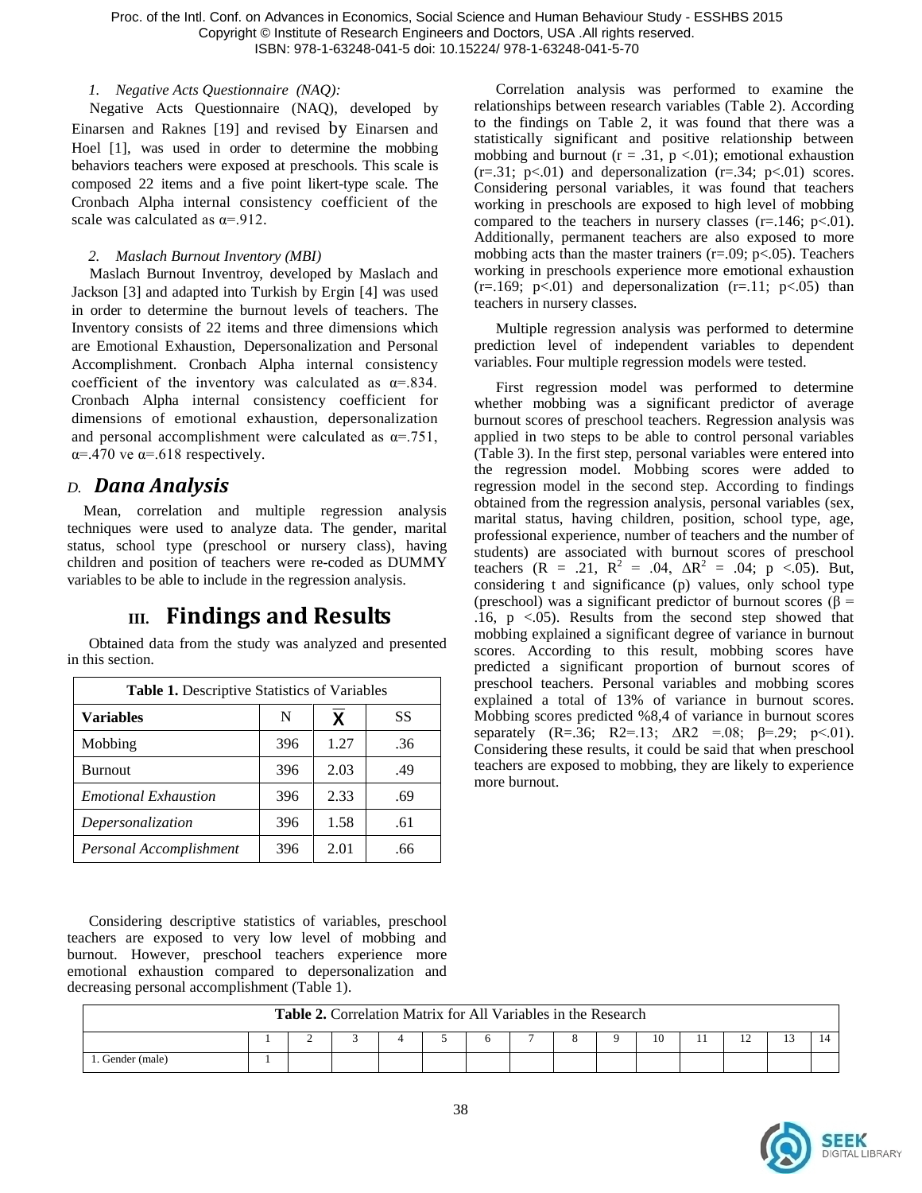*1. Negative Acts Questionnaire (NAQ):*

Negative Acts Questionnaire (NAQ), developed by Einarsen and Raknes [19] and revised by Einarsen and Hoel [1], was used in order to determine the mobbing behaviors teachers were exposed at preschools. This scale is composed 22 items and a five point likert-type scale. The Cronbach Alpha internal consistency coefficient of the scale was calculated as α=.912.

*2. Maslach Burnout Inventory (MBI)*

Maslach Burnout Inventroy, developed by Maslach and Jackson [3] and adapted into Turkish by Ergin [4] was used in order to determine the burnout levels of teachers. The Inventory consists of 22 items and three dimensions which are Emotional Exhaustion, Depersonalization and Personal Accomplishment. Cronbach Alpha internal consistency coefficient of the inventory was calculated as α=.834. Cronbach Alpha internal consistency coefficient for dimensions of emotional exhaustion, depersonalization and personal accomplishment were calculated as α=.751, α=.470 ve α=.618 respectively.

### D. *Dana Analysis*

Mean, correlation and multiple regression analysis techniques were used to analyze data. The gender, marital status, school type (preschool or nursery class), having children and position of teachers were re-coded as DUMMY variables to be able to include in the regression analysis.

## III. Findings and Results

Obtained data from the study was analyzed and presented in this section.

**Table 1.** Descriptive Statistics of Variables

| **Variables** | N | $\bar{X}$ | SS |
|---|---|---|---|
| Mobbing | 396 | 1.27 | .36 |
| Burnout | 396 | 2.03 | .49 |
| *Emotional Exhaustion* | 396 | 2.33 | .69 |
| *Depersonalization* | 396 | 1.58 | .61 |
| *Personal Accomplishment* | 396 | 2.01 | .66 |

Considering descriptive statistics of variables, preschool teachers are exposed to very low level of mobbing and burnout. However, preschool teachers experience more emotional exhaustion compared to depersonalization and decreasing personal accomplishment (Table 1).

Correlation analysis was performed to examine the relationships between research variables (Table 2). According to the findings on Table 2, it was found that there was a statistically significant and positive relationship between mobbing and burnout ($r = .31$, $p < .01$); emotional exhaustion ($r=.31$; $p<.01$) and depersonalization ($r=.34$; $p<.01$) scores. Considering personal variables, it was found that teachers working in preschools are exposed to high level of mobbing compared to the teachers in nursery classes ($r=.146$; $p<.01$). Additionally, permanent teachers are also exposed to more mobbing acts than the master trainers ($r=.09$; $p<.05$). Teachers working in preschools experience more emotional exhaustion ($r=.169$; $p<.01$) and depersonalization ($r=.11$; $p<.05$) than teachers in nursery classes.

Multiple regression analysis was performed to determine prediction level of independent variables to dependent variables. Four multiple regression models were tested.

First regression model was performed to determine whether mobbing was a significant predictor of average burnout scores of preschool teachers. Regression analysis was applied in two steps to be able to control personal variables (Table 3). In the first step, personal variables were entered into the regression model. Mobbing scores were added to regression model in the second step. According to findings obtained from the regression analysis, personal variables (sex, marital status, having children, position, school type, age, professional experience, number of teachers and the number of students) are associated with burnout scores of preschool teachers ($R = .21$, $R^2 = .04$, $\Delta R^2 = .04$; $p < .05$). But, considering t and significance (p) values, only school type (preschool) was a significant predictor of burnout scores ($\beta = .16$, $p < .05$). Results from the second step showed that mobbing explained a significant degree of variance in burnout scores. According to this result, mobbing scores have predicted a significant proportion of burnout scores of preschool teachers. Personal variables and mobbing scores explained a total of 13% of variance in burnout scores. Mobbing scores predicted %8,4 of variance in burnout scores separately ($R=.36$; $R2=.13$; $\Delta R2 =.08$; $\beta=.29$; $p<.01$). Considering these results, it could be said that when preschool teachers are exposed to mobbing, they are likely to experience more burnout.

**Table 2.** Correlation Matrix for All Variables in the Research

| | 1 | 2 | 3 | 4 | 5 | 6 | 7 | 8 | 9 | 10 | 11 | 12 | 13 | 14 |
|---|---|---|---|---|---|---|---|---|---|---|---|---|---|---|
| 1. Gender (male) | 1 | | | | | | | | | | | | | |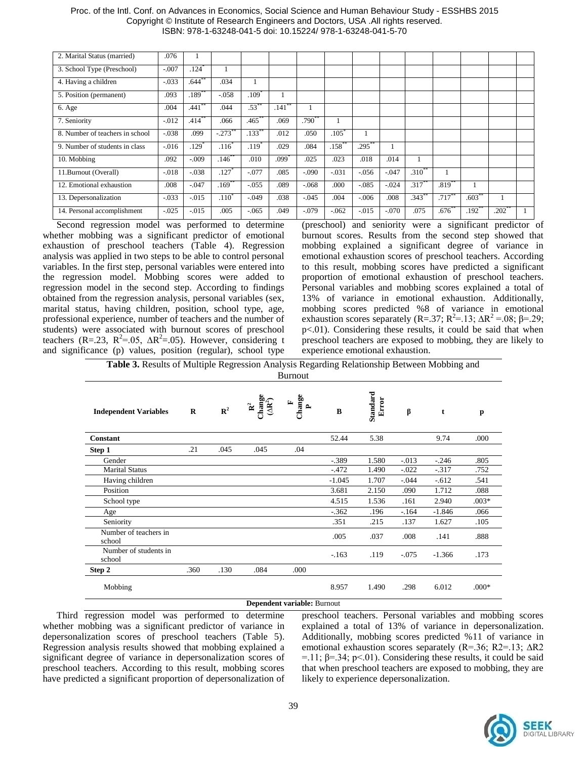| | | | | | | | | | | | | | | |
|---|---|---|---|---|---|---|---|---|---|---|---|---|---|---|
| 2. Marital Status (married) | .076 | 1 | | | | | | | | | | | | |
| 3. School Type (Preschool) | -.007 | .124* | 1 | | | | | | | | | | | |
| 4. Having a children | -.033 | .644** | .034 | 1 | | | | | | | | | | |
| 5. Position (permanent) | .093 | .189** | -.058 | .109* | 1 | | | | | | | | | |
| 6. Age | .004 | .441** | .044 | .53** | .141** | 1 | | | | | | | | |
| 7. Seniority | -.012 | .414** | .066 | .465** | .069 | .790** | 1 | | | | | | | |
| 8. Number of teachers in school | -.038 | .099 | -.273** | .133** | .012 | .050 | .105* | 1 | | | | | | |
| 9. Number of students in class | -.016 | .129* | .116* | .119* | .029 | .084 | .158** | .295** | 1 | | | | | |
| 10. Mobbing | .092 | -.009 | .146** | .010 | .099* | .025 | .023 | .018 | .014 | 1 | | | | |
| 11.Burnout (Overall) | -.018 | -.038 | .127* | -.077 | .085 | -.090 | -.031 | -.056 | -.047 | .310** | 1 | | | |
| 12. Emotional exhaustion | .008 | -.047 | .169** | -.055 | .089 | -.068 | .000 | -.085 | -.024 | .317** | .819** | 1 | | |
| 13. Depersonalization | -.033 | -.015 | .110* | -.049 | .038 | -.045 | .004 | -.006 | .008 | .343** | .717** | .603** | 1 | |
| 14. Personal accomplishment | -.025 | -.015 | .005 | -.065 | .049 | -.079 | -.062 | -.015 | -.070 | .075 | .676** | .192** | .202** | 1 |

Second regression model was performed to determine whether mobbing was a significant predictor of emotional exhaustion of preschool teachers (Table 4). Regression analysis was applied in two steps to be able to control personal variables. In the first step, personal variables were entered into the regression model. Mobbing scores were added to regression model in the second step. According to findings obtained from the regression analysis, personal variables (sex, marital status, having children, position, school type, age, professional experience, number of teachers and the number of students) were associated with burnout scores of preschool teachers (R=.23, $R^2$=.05, $\Delta R^2$=.05). However, considering t and significance (p) values, position (regular), school type (preschool) and seniority were a significant predictor of burnout scores. Results from the second step showed that mobbing explained a significant degree of variance in emotional exhaustion scores of preschool teachers. According to this result, mobbing scores have predicted a significant proportion of emotional exhaustion of preschool teachers. Personal variables and mobbing scores explained a total of 13% of variance in emotional exhaustion. Additionally, mobbing scores predicted %8 of variance in emotional exhaustion scores separately (R=.37; $R^2$=.13; $\Delta R^2$ =.08; β=.29; p<.01). Considering these results, it could be said that when preschool teachers are exposed to mobbing, they are likely to experience emotional exhaustion.

**Table 3.** Results of Multiple Regression Analysis Regarding Relationship Between Mobbing and Burnout

| Independent Variables | R | $R^2$ | $R^2$ Change ($\Delta R^2$) | F Change P | B | Standard Error | β | t | p |
|---|---|---|---|---|---|---|---|---|---|
| **Constant** | | | | | 52.44 | 5.38 | | 9.74 | .000 |
| **Step 1** | .21 | .045 | .045 | .04 | | | | | |
| Gender | | | | | -.389 | 1.580 | -.013 | -.246 | .805 |
| Marital Status | | | | | -.472 | 1.490 | -.022 | -.317 | .752 |
| Having children | | | | | -1.045 | 1.707 | -.044 | -.612 | .541 |
| Position | | | | | 3.681 | 2.150 | .090 | 1.712 | .088 |
| School type | | | | | 4.515 | 1.536 | .161 | 2.940 | .003* |
| Age | | | | | -.362 | .196 | -.164 | -1.846 | .066 |
| Seniority | | | | | .351 | .215 | .137 | 1.627 | .105 |
| Number of teachers in school | | | | | .005 | .037 | .008 | .141 | .888 |
| Number of students in school | | | | | -.163 | .119 | -.075 | -1.366 | .173 |
| **Step 2** | .360 | .130 | .084 | .000 | | | | | |
| Mobbing | | | | | 8.957 | 1.490 | .298 | 6.012 | .000* |

**Dependent variable:** Burnout

Third regression model was performed to determine whether mobbing was a significant predictor of variance in depersonalization scores of preschool teachers (Table 5). Regression analysis results showed that mobbing explained a significant degree of variance in depersonalization scores of preschool teachers. According to this result, mobbing scores have predicted a significant proportion of depersonalization of preschool teachers. Personal variables and mobbing scores explained a total of 13% of variance in depersonalization. Additionally, mobbing scores predicted %11 of variance in emotional exhaustion scores separately (R=.36; R2=.13; ΔR2 =.11; β=.34; p<.01). Considering these results, it could be said that when preschool teachers are exposed to mobbing, they are likely to experience depersonalization.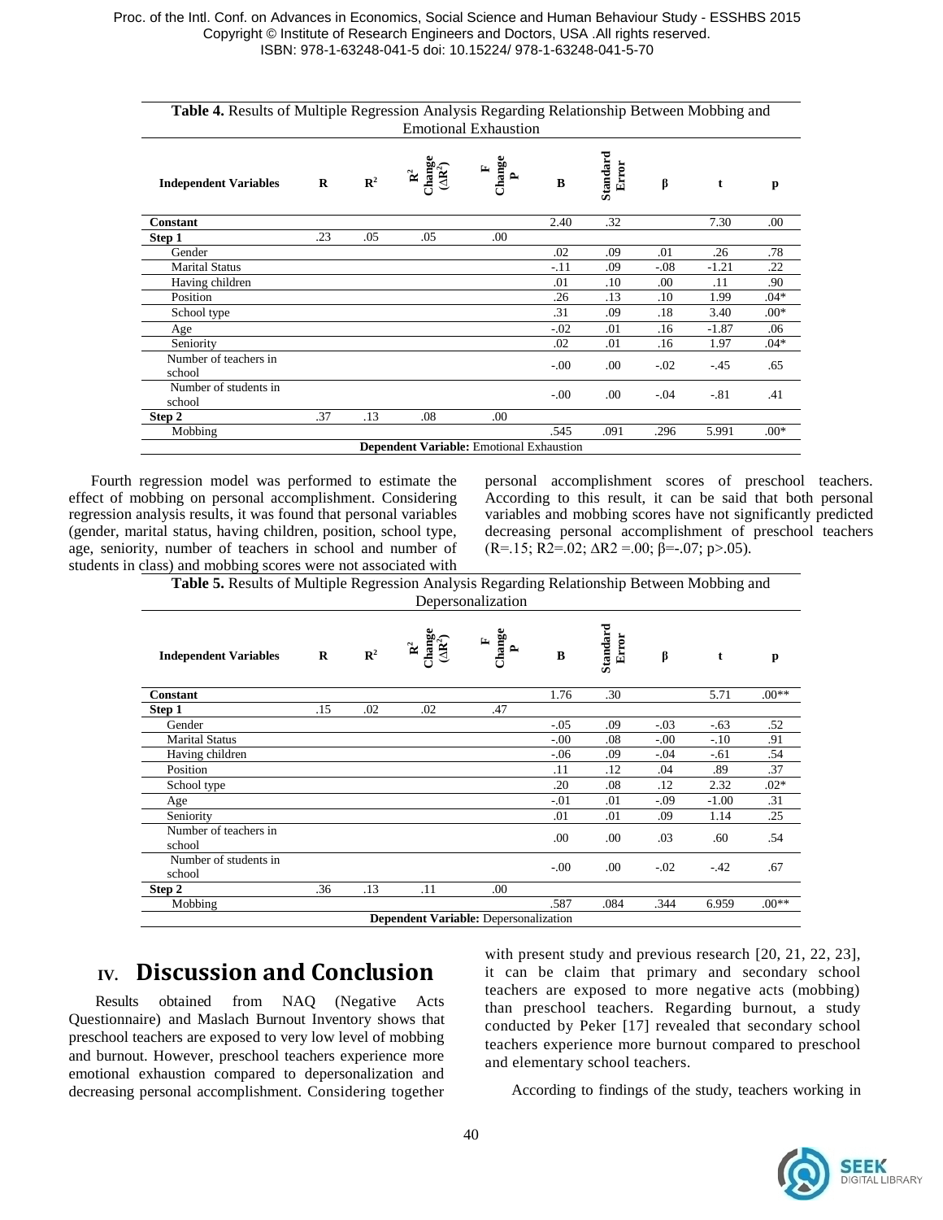**Table 4.** Results of Multiple Regression Analysis Regarding Relationship Between Mobbing and Emotional Exhaustion

| Independent Variables | R | $R^2$ | $R^2$ Change ($\Delta R^2$) | F Change P | B | Standard Error | β | t | p |
|---|---|---|---|---|---|---|---|---|---|
| **Constant** | | | | | 2.40 | .32 | | 7.30 | .00 |
| **Step 1** | .23 | .05 | .05 | .00 | | | | | |
| Gender | | | | | .02 | .09 | .01 | .26 | .78 |
| Marital Status | | | | | -.11 | .09 | -.08 | -1.21 | .22 |
| Having children | | | | | .01 | .10 | .00 | .11 | .90 |
| Position | | | | | .26 | .13 | .10 | 1.99 | .04* |
| School type | | | | | .31 | .09 | .18 | 3.40 | .00* |
| Age | | | | | -.02 | .01 | .16 | -1.87 | .06 |
| Seniority | | | | | .02 | .01 | .16 | 1.97 | .04* |
| Number of teachers in school | | | | | -.00 | .00 | -.02 | -.45 | .65 |
| Number of students in school | | | | | -.00 | .00 | -.04 | -.81 | .41 |
| **Step 2** | .37 | .13 | .08 | .00 | | | | | |
| Mobbing | | | | | .545 | .091 | .296 | 5.991 | .00* |

**Dependent Variable:** Emotional Exhaustion

Fourth regression model was performed to estimate the effect of mobbing on personal accomplishment. Considering regression analysis results, it was found that personal variables (gender, marital status, having children, position, school type, age, seniority, number of teachers in school and number of students in class) and mobbing scores were not associated with personal accomplishment scores of preschool teachers. According to this result, it can be said that both personal variables and mobbing scores have not significantly predicted decreasing personal accomplishment of preschool teachers ($R=.15$; $R2=.02$; $\Delta R2=.00$; $\beta=-.07$; $p>.05$).

**Table 5.** Results of Multiple Regression Analysis Regarding Relationship Between Mobbing and Depersonalization

| Independent Variables | R | $R^2$ | $R^2$ Change ($\Delta R^2$) | F Change P | B | Standard Error | β | t | p |
|---|---|---|---|---|---|---|---|---|---|
| **Constant** | | | | | 1.76 | .30 | | 5.71 | .00** |
| **Step 1** | .15 | .02 | .02 | .47 | | | | | |
| Gender | | | | | -.05 | .09 | -.03 | -.63 | .52 |
| Marital Status | | | | | -.00 | .08 | -.00 | -.10 | .91 |
| Having children | | | | | -.06 | .09 | -.04 | -.61 | .54 |
| Position | | | | | .11 | .12 | .04 | .89 | .37 |
| School type | | | | | .20 | .08 | .12 | 2.32 | .02* |
| Age | | | | | -.01 | .01 | -.09 | -1.00 | .31 |
| Seniority | | | | | .01 | .01 | .09 | 1.14 | .25 |
| Number of teachers in school | | | | | .00 | .00 | .03 | .60 | .54 |
| Number of students in school | | | | | -.00 | .00 | -.02 | -.42 | .67 |
| **Step 2** | .36 | .13 | .11 | .00 | | | | | |
| Mobbing | | | | | .587 | .084 | .344 | 6.959 | .00** |

**Dependent Variable:** Depersonalization

## IV. Discussion and Conclusion

Results obtained from NAQ (Negative Acts Questionnaire) and Maslach Burnout Inventory shows that preschool teachers are exposed to very low level of mobbing and burnout. However, preschool teachers experience more emotional exhaustion compared to depersonalization and decreasing personal accomplishment. Considering together with present study and previous research [20, 21, 22, 23], it can be claim that primary and secondary school teachers are exposed to more negative acts (mobbing) than preschool teachers. Regarding burnout, a study conducted by Peker [17] revealed that secondary school teachers experience more burnout compared to preschool and elementary school teachers.

According to findings of the study, teachers working in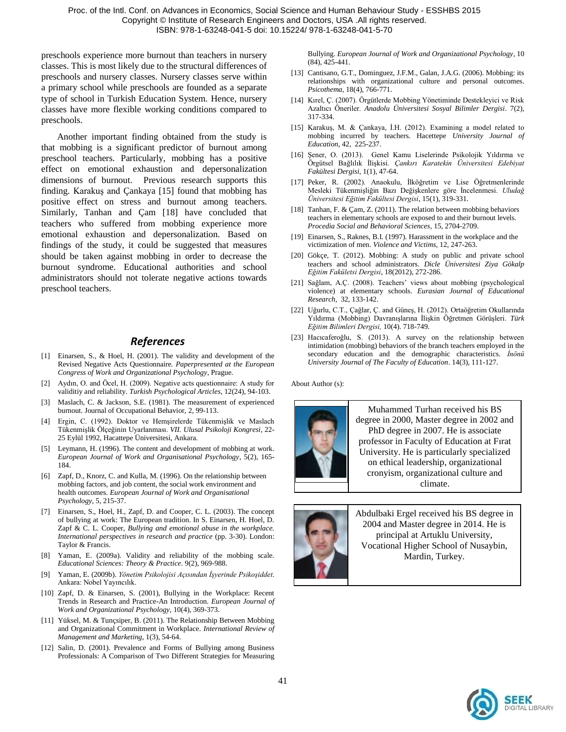preschools experience more burnout than teachers in nursery classes. This is most likely due to the structural differences of preschools and nursery classes. Nursery classes serve within a primary school while preschools are founded as a separate type of school in Turkish Education System. Hence, nursery classes have more flexible working conditions compared to preschools.

Another important finding obtained from the study is that mobbing is a significant predictor of burnout among preschool teachers. Particularly, mobbing has a positive effect on emotional exhaustion and depersonalization dimensions of burnout. Previous research supports this finding. Karakuş and Çankaya [15] found that mobbing has positive effect on stress and burnout among teachers. Similarly, Tanhan and Çam [18] have concluded that teachers who suffered from mobbing experience more emotional exhaustion and depersonalization. Based on findings of the study, it could be suggested that measures should be taken against mobbing in order to decrease the burnout syndrome. Educational authorities and school administrators should not tolerate negative actions towards preschool teachers.

## References

[1] Einarsen, S., & Hoel, H. (2001). The validity and development of the Revised Negative Acts Questionnaire. *Paperpresented at the European Congress of Work and Organizational Psychology*, Prague.

[2] Aydın, O. and Öcel, H. (2009). Negative acts questionnaire: A study for validitiy and reliability. *Turkish Psychological Articles*, 12(24), 94-103.

[3] Maslach, C. & Jackson, S.E. (1981). The measurement of experienced burnout. Journal of Occupational Behavior, 2, 99-113.

[4] Ergin, C. (1992). Doktor ve Hemşirelerde Tükenmişlik ve Maslach Tükenmişlik Ölçeğinin Uyarlanması. *VII. Ulusal Psikoloji Kongresi*, 22-25 Eylül 1992, Hacattepe Üniversitesi, Ankara.

[5] Leymann, H. (1996). The content and development of mobbing at work. *European Journal of Work and Organisational Psychology*, 5(2), 165-184.

[6] Zapf, D., Knorz, C. and Kulla, M. (1996). On the relationship between mobbing factors, and job content, the social work environment and health outcomes. *European Journal of Work and Organisational Psychology*, 5, 215-37.

[7] Einarsen, S., Hoel, H., Zapf, D. and Cooper, C. L. (2003). The concept of bullying at work: The European tradition. In S. Einarsen, H. Hoel, D. Zapf & C. L. Cooper, *Bullying and emotional abuse in the workplace. International perspectives in research and practice* (pp. 3-30). London: Taylor & Francis.

[8] Yaman, E. (2009a). Validity and reliability of the mobbing scale. *Educational Sciences: Theory & Practice*. 9(2), 969-988.

[9] Yaman, E. (2009b). *Yönetim Psikolojisi Açısından İşyerinde Psikoşiddet*. Ankara: Nobel Yayıncılık.

[10] Zapf, D. & Einarsen, S. (2001), Bullying in the Workplace: Recent Trends in Research and Practice-An Introduction. *European Journal of Work and Organizational Psychology*, 10(4), 369-373.

[11] Yüksel, M. & Tunçsiper, B. (2011). The Relationship Between Mobbing and Organizational Commitment in Workplace. *International Review of Management and Marketing*, 1(3), 54-64.

[12] Salin, D. (2001). Prevalence and Forms of Bullying among Business Professionals: A Comparison of Two Different Strategies for Measuring Bullying. *European Journal of Work and Organizational Psychology*, 10 (84), 425-441.

[13] Cantisano, G.T., Dominguez, J.F.M., Galan, J.A.G. (2006). Mobbing: its relationships with organizational culture and personal outcomes. *Psicothema*, 18(4), 766-771.

[14] Kırel, Ç. (2007). Örgütlerde Mobbing Yönetiminde Destekleyici ve Risk Azaltıcı Öneriler. *Anadolu Üniversitesi Sosyal Bilimler Dergisi*. 7(2), 317-334.

[15] Karakuş, M. & Çankaya, İ.H. (2012). Examining a model related to mobbing incurred by teachers. Hacettepe *University Journal of Education*, 42, 225-237.

[16] Şener, O. (2013). Genel Kamu Liselerinde Psikolojik Yıldırma ve Örgütsel Bağlılık İlişkisi. *Çankırı Karatekin Üniversitesi Edebiyat Fakültesi Dergisi*, 1(1), 47-64.

[17] Peker, R. (2002). Anaokulu, İlköğretim ve Lise Öğretmenlerinde Mesleki Tükenmişliğin Bazı Değişkenlere göre İncelenmesi. *Uludağ Üniversitesi Eğitim Fakültesi Dergisi*, 15(1), 319-331.

[18] Tanhan, F. & Çam, Z. (2011). The relation between mobbing behaviors teachers in elementary schools are exposed to and their burnout levels. *Procedia Social and Behavioral Sciences*, 15, 2704-2709.

[19] Einarsen, S., Raknes, B.I. (1997). Harassment in the workplace and the victimization of men. *Violence and Victims*, 12, 247-263.

[20] Gökçe, T. (2012). Mobbing: A study on public and private school teachers and school administrators. *Dicle Üniversitesi Ziya Gökalp Eğitim Fakületsi Dergisi*, 18(2012), 272-286.

[21] Sağlam, A.Ç. (2008). Teachers' views about mobbing (psychological violence) at elementary schools. *Eurasian Journal of Educational Research*, 32, 133-142.

[22] Uğurlu, C.T., Çağlar, Ç. and Güneş, H. (2012). Ortaöğretim Okullarında Yıldırma (Mobbing) Davranışlarına İlişkin Öğretmen Görüşleri. *Türk Eğitim Bilimleri Dergisi,* 10(4). 718-749.

[23] Hacıcaferoğlu, S. (2013). A survey on the relationship between intimidation (mobbing) behaviors of the branch teachers employed in the secondary education and the demographic characteristics. *İnönü University Journal of The Faculty of Education*. 14(3), 111-127.

About Author (s):

Muhammed Turhan received his BS degree in 2000, Master degree in 2002 and PhD degree in 2007. He is associate professor in Faculty of Education at Fırat University. He is particularly specialized on ethical leadership, organizational cronyism, organizational culture and climate.

Abdulbaki Ergel received his BS degree in 2004 and Master degree in 2014. He is principal at Artuklu University, Vocational Higher School of Nusaybin, Mardin, Turkey.